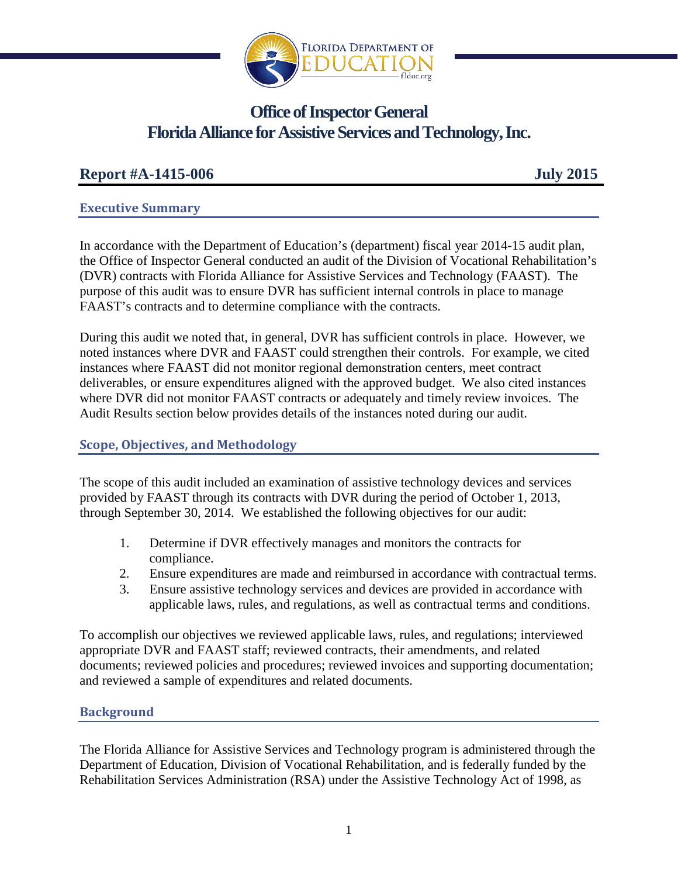# Office of Inspector General
# Florida Alliance for Assistive Services and Technology, Inc.

## Report #A-1415-006 July 2015

### Executive Summary

In accordance with the Department of Education's (department) fiscal year 2014-15 audit plan, the Office of Inspector General conducted an audit of the Division of Vocational Rehabilitation's (DVR) contracts with Florida Alliance for Assistive Services and Technology (FAAST). The purpose of this audit was to ensure DVR has sufficient internal controls in place to manage FAAST's contracts and to determine compliance with the contracts.

During this audit we noted that, in general, DVR has sufficient controls in place. However, we noted instances where DVR and FAAST could strengthen their controls. For example, we cited instances where FAAST did not monitor regional demonstration centers, meet contract deliverables, or ensure expenditures aligned with the approved budget. We also cited instances where DVR did not monitor FAAST contracts or adequately and timely review invoices. The Audit Results section below provides details of the instances noted during our audit.

### Scope, Objectives, and Methodology

The scope of this audit included an examination of assistive technology devices and services provided by FAAST through its contracts with DVR during the period of October 1, 2013, through September 30, 2014. We established the following objectives for our audit:

1. Determine if DVR effectively manages and monitors the contracts for compliance.
2. Ensure expenditures are made and reimbursed in accordance with contractual terms.
3. Ensure assistive technology services and devices are provided in accordance with applicable laws, rules, and regulations, as well as contractual terms and conditions.

To accomplish our objectives we reviewed applicable laws, rules, and regulations; interviewed appropriate DVR and FAAST staff; reviewed contracts, their amendments, and related documents; reviewed policies and procedures; reviewed invoices and supporting documentation; and reviewed a sample of expenditures and related documents.

### Background

The Florida Alliance for Assistive Services and Technology program is administered through the Department of Education, Division of Vocational Rehabilitation, and is federally funded by the Rehabilitation Services Administration (RSA) under the Assistive Technology Act of 1998, as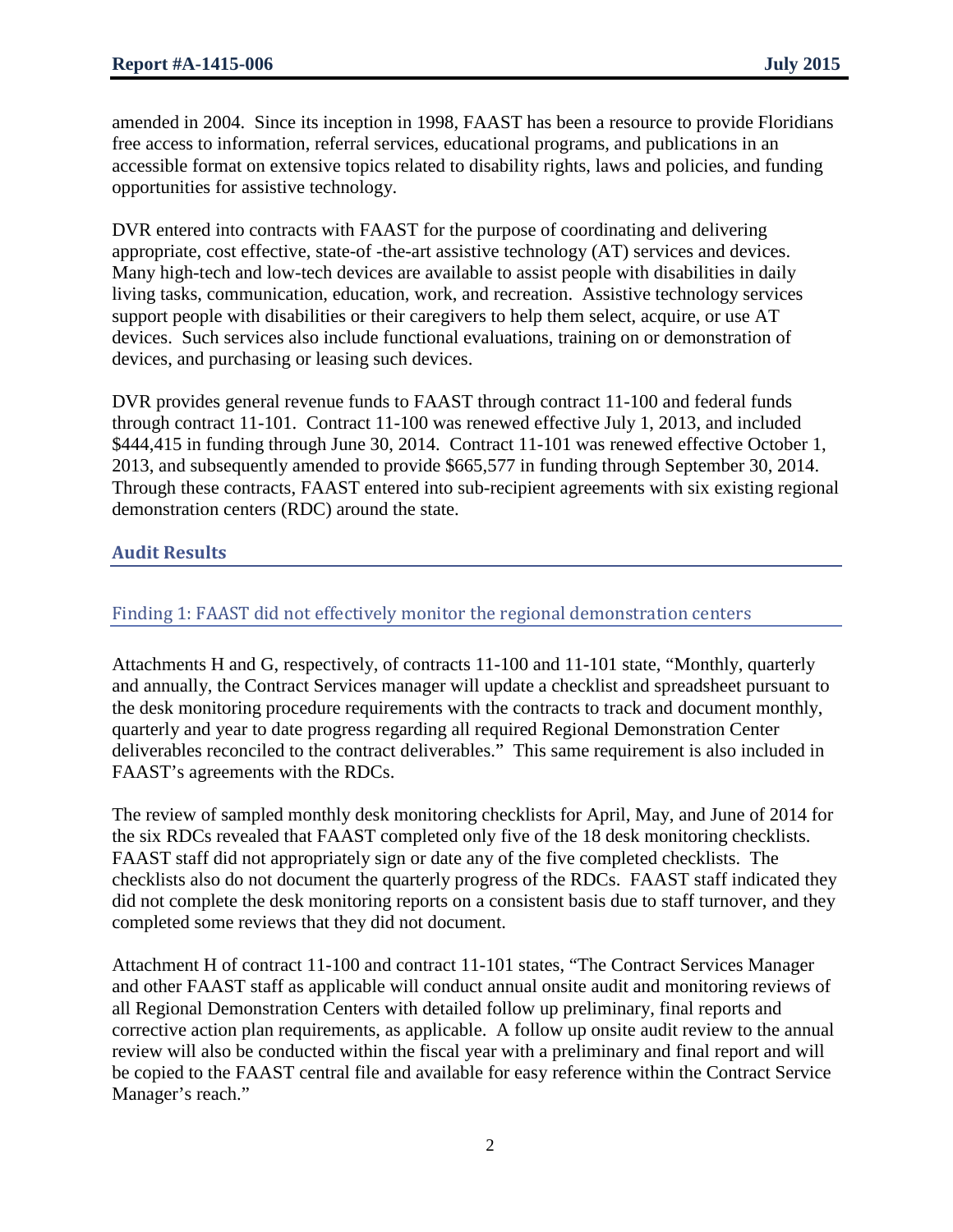amended in 2004. Since its inception in 1998, FAAST has been a resource to provide Floridians free access to information, referral services, educational programs, and publications in an accessible format on extensive topics related to disability rights, laws and policies, and funding opportunities for assistive technology.

DVR entered into contracts with FAAST for the purpose of coordinating and delivering appropriate, cost effective, state-of -the-art assistive technology (AT) services and devices. Many high-tech and low-tech devices are available to assist people with disabilities in daily living tasks, communication, education, work, and recreation. Assistive technology services support people with disabilities or their caregivers to help them select, acquire, or use AT devices. Such services also include functional evaluations, training on or demonstration of devices, and purchasing or leasing such devices.

DVR provides general revenue funds to FAAST through contract 11-100 and federal funds through contract 11-101. Contract 11-100 was renewed effective July 1, 2013, and included $444,415 in funding through June 30, 2014. Contract 11-101 was renewed effective October 1, 2013, and subsequently amended to provide $665,577 in funding through September 30, 2014. Through these contracts, FAAST entered into sub-recipient agreements with six existing regional demonstration centers (RDC) around the state.

## Audit Results

### Finding 1: FAAST did not effectively monitor the regional demonstration centers

Attachments H and G, respectively, of contracts 11-100 and 11-101 state, "Monthly, quarterly and annually, the Contract Services manager will update a checklist and spreadsheet pursuant to the desk monitoring procedure requirements with the contracts to track and document monthly, quarterly and year to date progress regarding all required Regional Demonstration Center deliverables reconciled to the contract deliverables." This same requirement is also included in FAAST's agreements with the RDCs.

The review of sampled monthly desk monitoring checklists for April, May, and June of 2014 for the six RDCs revealed that FAAST completed only five of the 18 desk monitoring checklists. FAAST staff did not appropriately sign or date any of the five completed checklists. The checklists also do not document the quarterly progress of the RDCs. FAAST staff indicated they did not complete the desk monitoring reports on a consistent basis due to staff turnover, and they completed some reviews that they did not document.

Attachment H of contract 11-100 and contract 11-101 states, "The Contract Services Manager and other FAAST staff as applicable will conduct annual onsite audit and monitoring reviews of all Regional Demonstration Centers with detailed follow up preliminary, final reports and corrective action plan requirements, as applicable. A follow up onsite audit review to the annual review will also be conducted within the fiscal year with a preliminary and final report and will be copied to the FAAST central file and available for easy reference within the Contract Service Manager's reach."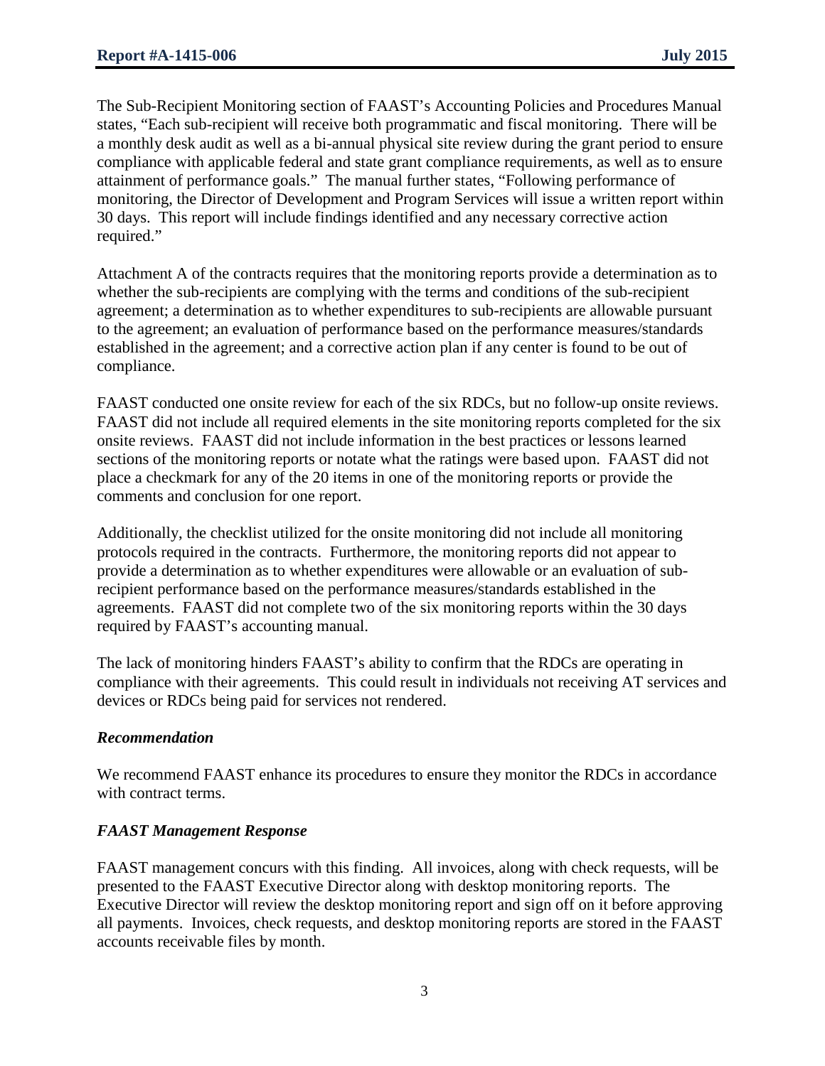The Sub-Recipient Monitoring section of FAAST's Accounting Policies and Procedures Manual states, "Each sub-recipient will receive both programmatic and fiscal monitoring. There will be a monthly desk audit as well as a bi-annual physical site review during the grant period to ensure compliance with applicable federal and state grant compliance requirements, as well as to ensure attainment of performance goals." The manual further states, "Following performance of monitoring, the Director of Development and Program Services will issue a written report within 30 days. This report will include findings identified and any necessary corrective action required."

Attachment A of the contracts requires that the monitoring reports provide a determination as to whether the sub-recipients are complying with the terms and conditions of the sub-recipient agreement; a determination as to whether expenditures to sub-recipients are allowable pursuant to the agreement; an evaluation of performance based on the performance measures/standards established in the agreement; and a corrective action plan if any center is found to be out of compliance.

FAAST conducted one onsite review for each of the six RDCs, but no follow-up onsite reviews. FAAST did not include all required elements in the site monitoring reports completed for the six onsite reviews. FAAST did not include information in the best practices or lessons learned sections of the monitoring reports or notate what the ratings were based upon. FAAST did not place a checkmark for any of the 20 items in one of the monitoring reports or provide the comments and conclusion for one report.

Additionally, the checklist utilized for the onsite monitoring did not include all monitoring protocols required in the contracts. Furthermore, the monitoring reports did not appear to provide a determination as to whether expenditures were allowable or an evaluation of sub-recipient performance based on the performance measures/standards established in the agreements. FAAST did not complete two of the six monitoring reports within the 30 days required by FAAST's accounting manual.

The lack of monitoring hinders FAAST's ability to confirm that the RDCs are operating in compliance with their agreements. This could result in individuals not receiving AT services and devices or RDCs being paid for services not rendered.

### *Recommendation*

We recommend FAAST enhance its procedures to ensure they monitor the RDCs in accordance with contract terms.

### *FAAST Management Response*

FAAST management concurs with this finding. All invoices, along with check requests, will be presented to the FAAST Executive Director along with desktop monitoring reports. The Executive Director will review the desktop monitoring report and sign off on it before approving all payments. Invoices, check requests, and desktop monitoring reports are stored in the FAAST accounts receivable files by month.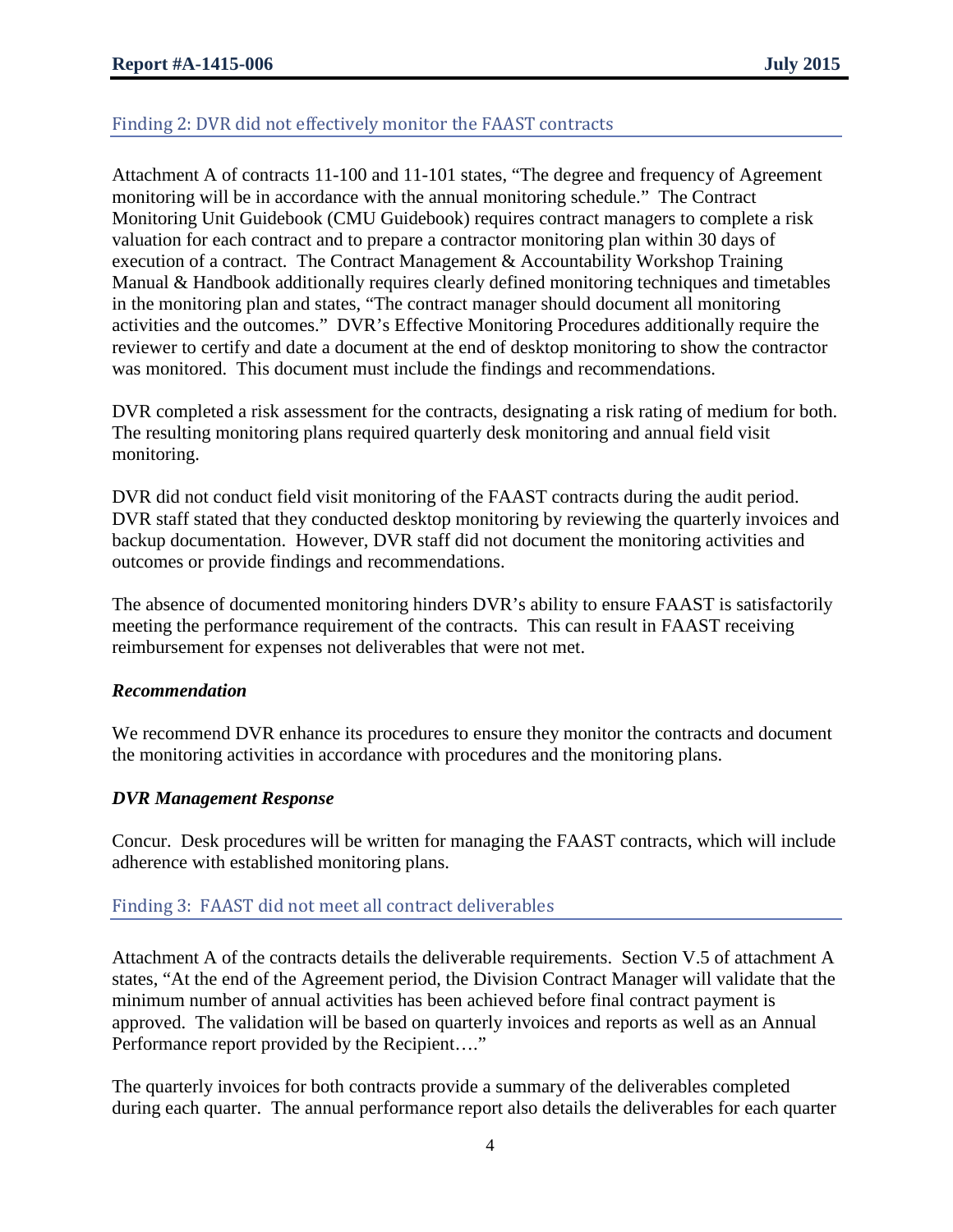## Finding 2: DVR did not effectively monitor the FAAST contracts

Attachment A of contracts 11-100 and 11-101 states, "The degree and frequency of Agreement monitoring will be in accordance with the annual monitoring schedule." The Contract Monitoring Unit Guidebook (CMU Guidebook) requires contract managers to complete a risk valuation for each contract and to prepare a contractor monitoring plan within 30 days of execution of a contract. The Contract Management & Accountability Workshop Training Manual & Handbook additionally requires clearly defined monitoring techniques and timetables in the monitoring plan and states, "The contract manager should document all monitoring activities and the outcomes." DVR's Effective Monitoring Procedures additionally require the reviewer to certify and date a document at the end of desktop monitoring to show the contractor was monitored. This document must include the findings and recommendations.

DVR completed a risk assessment for the contracts, designating a risk rating of medium for both. The resulting monitoring plans required quarterly desk monitoring and annual field visit monitoring.

DVR did not conduct field visit monitoring of the FAAST contracts during the audit period. DVR staff stated that they conducted desktop monitoring by reviewing the quarterly invoices and backup documentation. However, DVR staff did not document the monitoring activities and outcomes or provide findings and recommendations.

The absence of documented monitoring hinders DVR's ability to ensure FAAST is satisfactorily meeting the performance requirement of the contracts. This can result in FAAST receiving reimbursement for expenses not deliverables that were not met.

***Recommendation***

We recommend DVR enhance its procedures to ensure they monitor the contracts and document the monitoring activities in accordance with procedures and the monitoring plans.

***DVR Management Response***

Concur. Desk procedures will be written for managing the FAAST contracts, which will include adherence with established monitoring plans.

## Finding 3: FAAST did not meet all contract deliverables

Attachment A of the contracts details the deliverable requirements. Section V.5 of attachment A states, "At the end of the Agreement period, the Division Contract Manager will validate that the minimum number of annual activities has been achieved before final contract payment is approved. The validation will be based on quarterly invoices and reports as well as an Annual Performance report provided by the Recipient…."

The quarterly invoices for both contracts provide a summary of the deliverables completed during each quarter. The annual performance report also details the deliverables for each quarter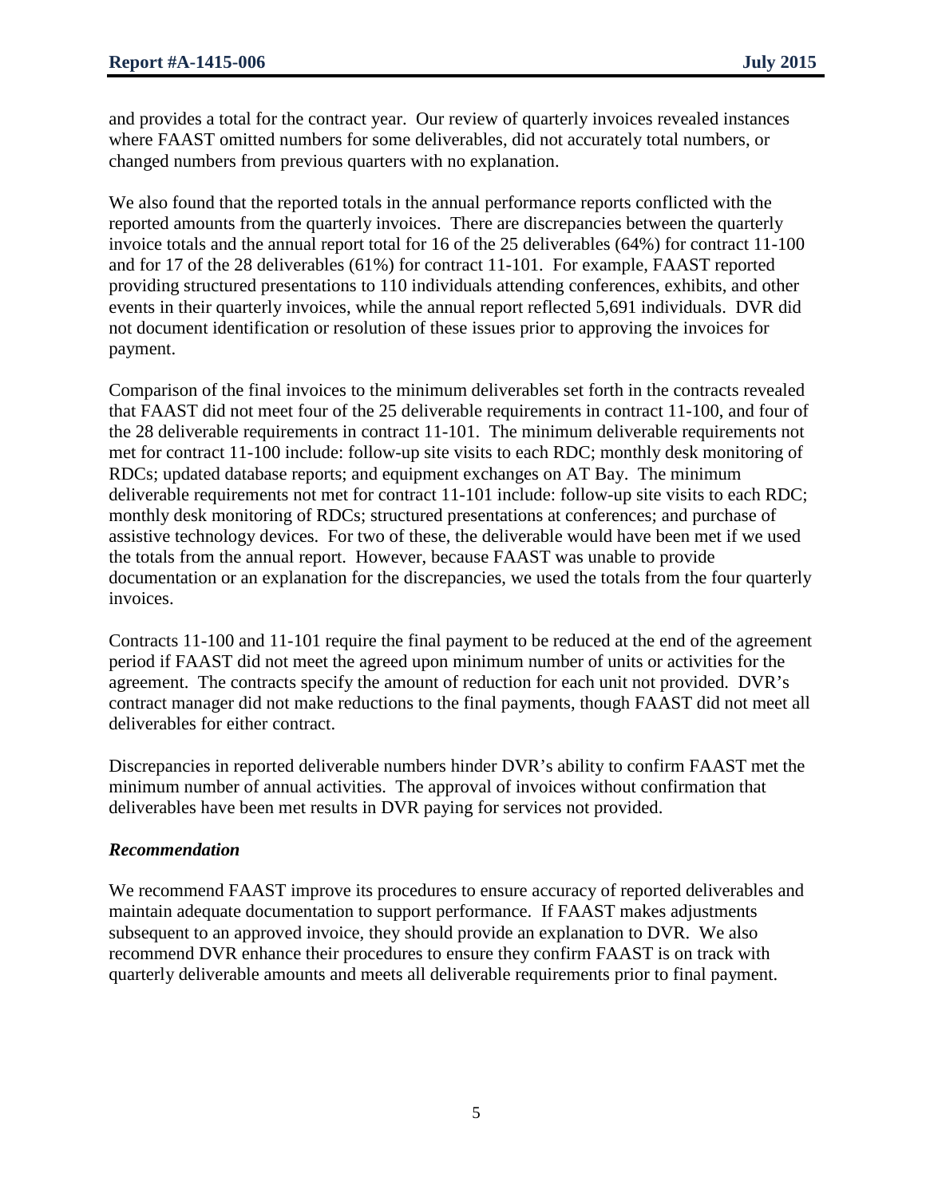and provides a total for the contract year. Our review of quarterly invoices revealed instances where FAAST omitted numbers for some deliverables, did not accurately total numbers, or changed numbers from previous quarters with no explanation.

We also found that the reported totals in the annual performance reports conflicted with the reported amounts from the quarterly invoices. There are discrepancies between the quarterly invoice totals and the annual report total for 16 of the 25 deliverables (64%) for contract 11-100 and for 17 of the 28 deliverables (61%) for contract 11-101. For example, FAAST reported providing structured presentations to 110 individuals attending conferences, exhibits, and other events in their quarterly invoices, while the annual report reflected 5,691 individuals. DVR did not document identification or resolution of these issues prior to approving the invoices for payment.

Comparison of the final invoices to the minimum deliverables set forth in the contracts revealed that FAAST did not meet four of the 25 deliverable requirements in contract 11-100, and four of the 28 deliverable requirements in contract 11-101. The minimum deliverable requirements not met for contract 11-100 include: follow-up site visits to each RDC; monthly desk monitoring of RDCs; updated database reports; and equipment exchanges on AT Bay. The minimum deliverable requirements not met for contract 11-101 include: follow-up site visits to each RDC; monthly desk monitoring of RDCs; structured presentations at conferences; and purchase of assistive technology devices. For two of these, the deliverable would have been met if we used the totals from the annual report. However, because FAAST was unable to provide documentation or an explanation for the discrepancies, we used the totals from the four quarterly invoices.

Contracts 11-100 and 11-101 require the final payment to be reduced at the end of the agreement period if FAAST did not meet the agreed upon minimum number of units or activities for the agreement. The contracts specify the amount of reduction for each unit not provided. DVR's contract manager did not make reductions to the final payments, though FAAST did not meet all deliverables for either contract.

Discrepancies in reported deliverable numbers hinder DVR's ability to confirm FAAST met the minimum number of annual activities. The approval of invoices without confirmation that deliverables have been met results in DVR paying for services not provided.

***Recommendation***

We recommend FAAST improve its procedures to ensure accuracy of reported deliverables and maintain adequate documentation to support performance. If FAAST makes adjustments subsequent to an approved invoice, they should provide an explanation to DVR. We also recommend DVR enhance their procedures to ensure they confirm FAAST is on track with quarterly deliverable amounts and meets all deliverable requirements prior to final payment.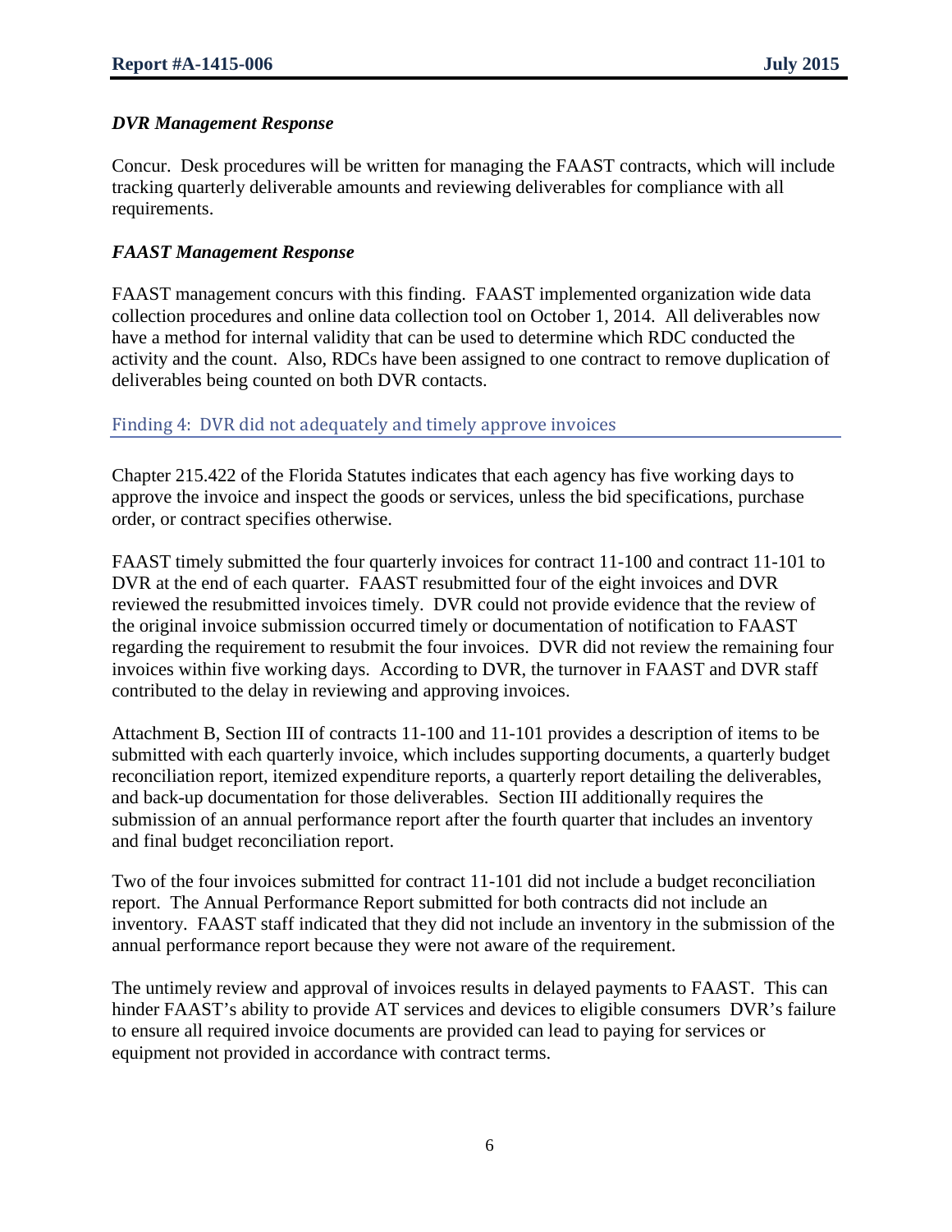### *DVR Management Response*

Concur. Desk procedures will be written for managing the FAAST contracts, which will include tracking quarterly deliverable amounts and reviewing deliverables for compliance with all requirements.

### *FAAST Management Response*

FAAST management concurs with this finding. FAAST implemented organization wide data collection procedures and online data collection tool on October 1, 2014. All deliverables now have a method for internal validity that can be used to determine which RDC conducted the activity and the count. Also, RDCs have been assigned to one contract to remove duplication of deliverables being counted on both DVR contacts.

## Finding 4: DVR did not adequately and timely approve invoices

Chapter 215.422 of the Florida Statutes indicates that each agency has five working days to approve the invoice and inspect the goods or services, unless the bid specifications, purchase order, or contract specifies otherwise.

FAAST timely submitted the four quarterly invoices for contract 11-100 and contract 11-101 to DVR at the end of each quarter. FAAST resubmitted four of the eight invoices and DVR reviewed the resubmitted invoices timely. DVR could not provide evidence that the review of the original invoice submission occurred timely or documentation of notification to FAAST regarding the requirement to resubmit the four invoices. DVR did not review the remaining four invoices within five working days. According to DVR, the turnover in FAAST and DVR staff contributed to the delay in reviewing and approving invoices.

Attachment B, Section III of contracts 11-100 and 11-101 provides a description of items to be submitted with each quarterly invoice, which includes supporting documents, a quarterly budget reconciliation report, itemized expenditure reports, a quarterly report detailing the deliverables, and back-up documentation for those deliverables. Section III additionally requires the submission of an annual performance report after the fourth quarter that includes an inventory and final budget reconciliation report.

Two of the four invoices submitted for contract 11-101 did not include a budget reconciliation report. The Annual Performance Report submitted for both contracts did not include an inventory. FAAST staff indicated that they did not include an inventory in the submission of the annual performance report because they were not aware of the requirement.

The untimely review and approval of invoices results in delayed payments to FAAST. This can hinder FAAST's ability to provide AT services and devices to eligible consumers DVR's failure to ensure all required invoice documents are provided can lead to paying for services or equipment not provided in accordance with contract terms.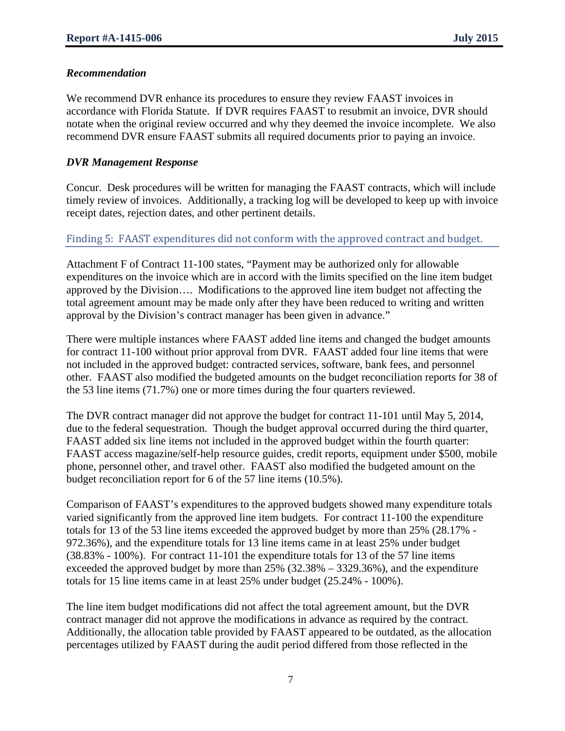### *Recommendation*

We recommend DVR enhance its procedures to ensure they review FAAST invoices in accordance with Florida Statute. If DVR requires FAAST to resubmit an invoice, DVR should notate when the original review occurred and why they deemed the invoice incomplete. We also recommend DVR ensure FAAST submits all required documents prior to paying an invoice.

### *DVR Management Response*

Concur. Desk procedures will be written for managing the FAAST contracts, which will include timely review of invoices. Additionally, a tracking log will be developed to keep up with invoice receipt dates, rejection dates, and other pertinent details.

## Finding 5: FAAST expenditures did not conform with the approved contract and budget.

Attachment F of Contract 11-100 states, "Payment may be authorized only for allowable expenditures on the invoice which are in accord with the limits specified on the line item budget approved by the Division…. Modifications to the approved line item budget not affecting the total agreement amount may be made only after they have been reduced to writing and written approval by the Division's contract manager has been given in advance."

There were multiple instances where FAAST added line items and changed the budget amounts for contract 11-100 without prior approval from DVR. FAAST added four line items that were not included in the approved budget: contracted services, software, bank fees, and personnel other. FAAST also modified the budgeted amounts on the budget reconciliation reports for 38 of the 53 line items (71.7%) one or more times during the four quarters reviewed.

The DVR contract manager did not approve the budget for contract 11-101 until May 5, 2014, due to the federal sequestration. Though the budget approval occurred during the third quarter, FAAST added six line items not included in the approved budget within the fourth quarter: FAAST access magazine/self-help resource guides, credit reports, equipment under $500, mobile phone, personnel other, and travel other. FAAST also modified the budgeted amount on the budget reconciliation report for 6 of the 57 line items (10.5%).

Comparison of FAAST's expenditures to the approved budgets showed many expenditure totals varied significantly from the approved line item budgets. For contract 11-100 the expenditure totals for 13 of the 53 line items exceeded the approved budget by more than 25% (28.17% - 972.36%), and the expenditure totals for 13 line items came in at least 25% under budget (38.83% - 100%). For contract 11-101 the expenditure totals for 13 of the 57 line items exceeded the approved budget by more than 25% (32.38% – 3329.36%), and the expenditure totals for 15 line items came in at least 25% under budget (25.24% - 100%).

The line item budget modifications did not affect the total agreement amount, but the DVR contract manager did not approve the modifications in advance as required by the contract. Additionally, the allocation table provided by FAAST appeared to be outdated, as the allocation percentages utilized by FAAST during the audit period differed from those reflected in the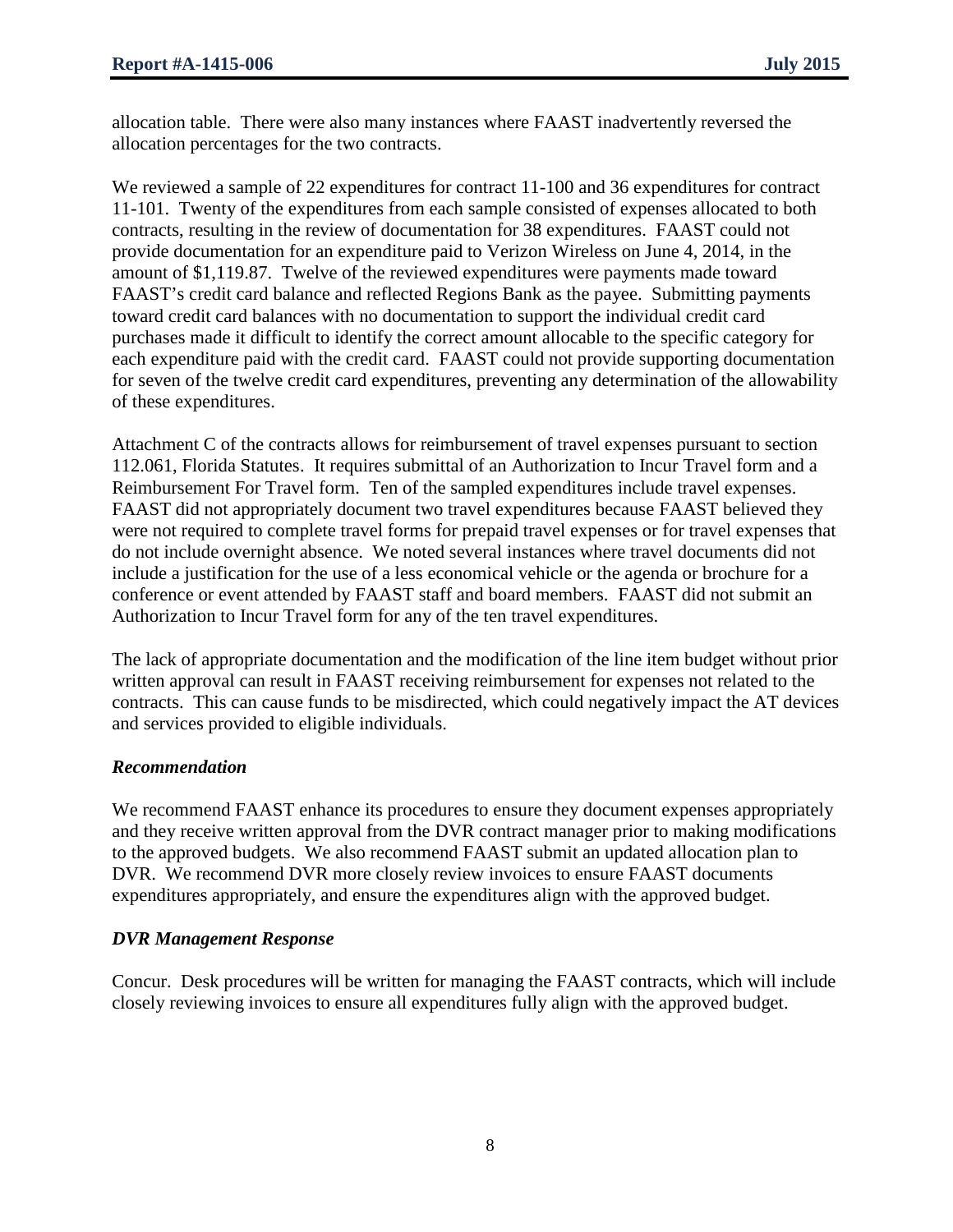allocation table. There were also many instances where FAAST inadvertently reversed the allocation percentages for the two contracts.

We reviewed a sample of 22 expenditures for contract 11-100 and 36 expenditures for contract 11-101. Twenty of the expenditures from each sample consisted of expenses allocated to both contracts, resulting in the review of documentation for 38 expenditures. FAAST could not provide documentation for an expenditure paid to Verizon Wireless on June 4, 2014, in the amount of $1,119.87. Twelve of the reviewed expenditures were payments made toward FAAST's credit card balance and reflected Regions Bank as the payee. Submitting payments toward credit card balances with no documentation to support the individual credit card purchases made it difficult to identify the correct amount allocable to the specific category for each expenditure paid with the credit card. FAAST could not provide supporting documentation for seven of the twelve credit card expenditures, preventing any determination of the allowability of these expenditures.

Attachment C of the contracts allows for reimbursement of travel expenses pursuant to section 112.061, Florida Statutes. It requires submittal of an Authorization to Incur Travel form and a Reimbursement For Travel form. Ten of the sampled expenditures include travel expenses. FAAST did not appropriately document two travel expenditures because FAAST believed they were not required to complete travel forms for prepaid travel expenses or for travel expenses that do not include overnight absence. We noted several instances where travel documents did not include a justification for the use of a less economical vehicle or the agenda or brochure for a conference or event attended by FAAST staff and board members. FAAST did not submit an Authorization to Incur Travel form for any of the ten travel expenditures.

The lack of appropriate documentation and the modification of the line item budget without prior written approval can result in FAAST receiving reimbursement for expenses not related to the contracts. This can cause funds to be misdirected, which could negatively impact the AT devices and services provided to eligible individuals.

### *Recommendation*

We recommend FAAST enhance its procedures to ensure they document expenses appropriately and they receive written approval from the DVR contract manager prior to making modifications to the approved budgets. We also recommend FAAST submit an updated allocation plan to DVR. We recommend DVR more closely review invoices to ensure FAAST documents expenditures appropriately, and ensure the expenditures align with the approved budget.

### *DVR Management Response*

Concur. Desk procedures will be written for managing the FAAST contracts, which will include closely reviewing invoices to ensure all expenditures fully align with the approved budget.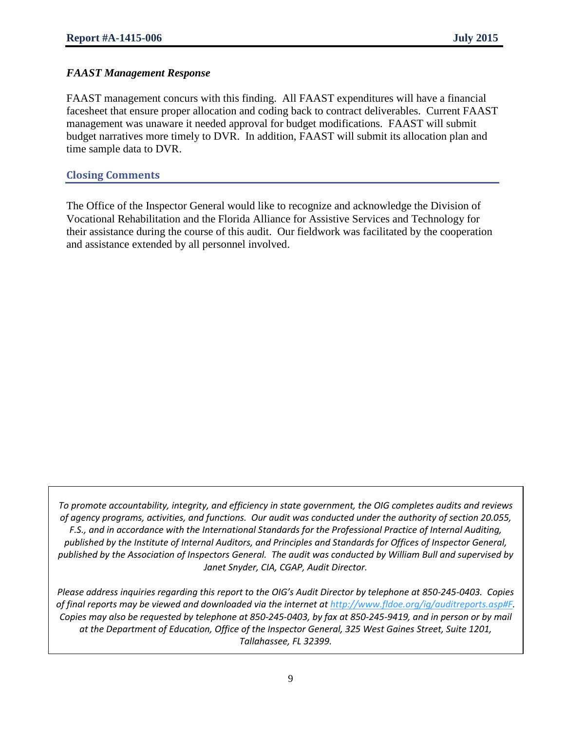### *FAAST Management Response*

FAAST management concurs with this finding. All FAAST expenditures will have a financial facesheet that ensure proper allocation and coding back to contract deliverables. Current FAAST management was unaware it needed approval for budget modifications. FAAST will submit budget narratives more timely to DVR. In addition, FAAST will submit its allocation plan and time sample data to DVR.

## Closing Comments

The Office of the Inspector General would like to recognize and acknowledge the Division of Vocational Rehabilitation and the Florida Alliance for Assistive Services and Technology for their assistance during the course of this audit. Our fieldwork was facilitated by the cooperation and assistance extended by all personnel involved.

*To promote accountability, integrity, and efficiency in state government, the OIG completes audits and reviews of agency programs, activities, and functions. Our audit was conducted under the authority of section 20.055, F.S., and in accordance with the International Standards for the Professional Practice of Internal Auditing, published by the Institute of Internal Auditors, and Principles and Standards for Offices of Inspector General, published by the Association of Inspectors General. The audit was conducted by William Bull and supervised by Janet Snyder, CIA, CGAP, Audit Director.*

*Please address inquiries regarding this report to the OIG's Audit Director by telephone at 850-245-0403. Copies of final reports may be viewed and downloaded via the internet at [http://www.fldoe.org/ig/auditreports.asp#F](http://www.fldoe.org/ig/auditreports.asp#F). Copies may also be requested by telephone at 850-245-0403, by fax at 850-245-9419, and in person or by mail at the Department of Education, Office of the Inspector General, 325 West Gaines Street, Suite 1201, Tallahassee, FL 32399.*